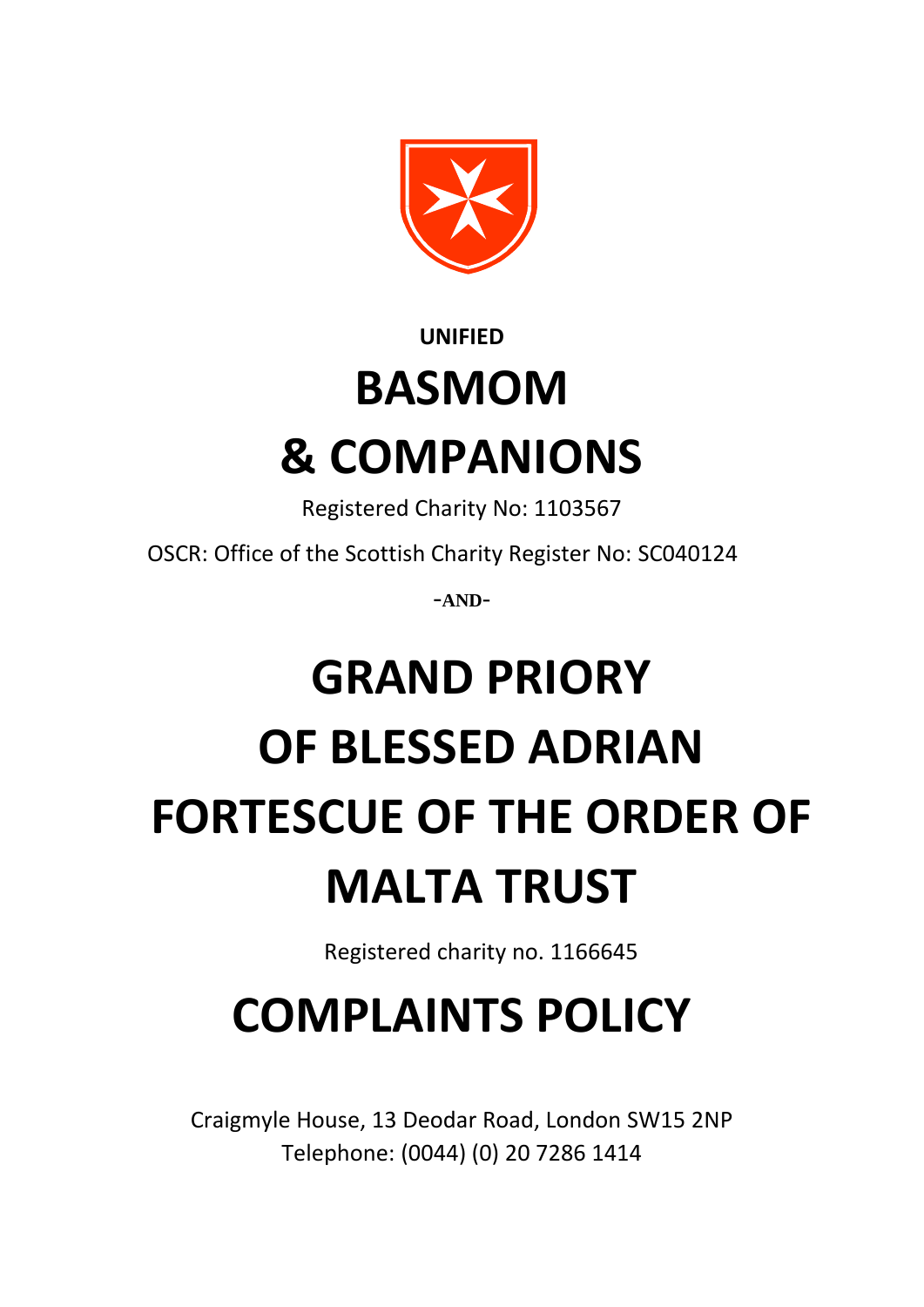**UNIFIED**

# BASMOM & COMPANIONS

Registered Charity No: 1103567

OSCR: Office of the Scottish Charity Register No: SC040124

**-AND-**

# GRAND PRIORY OF BLESSED ADRIAN FORTESCUE OF THE ORDER OF MALTA TRUST

Registered charity no. 1166645

# COMPLAINTS POLICY

Craigmyle House, 13 Deodar Road, London SW15 2NP
Telephone: (0044) (0) 20 7286 1414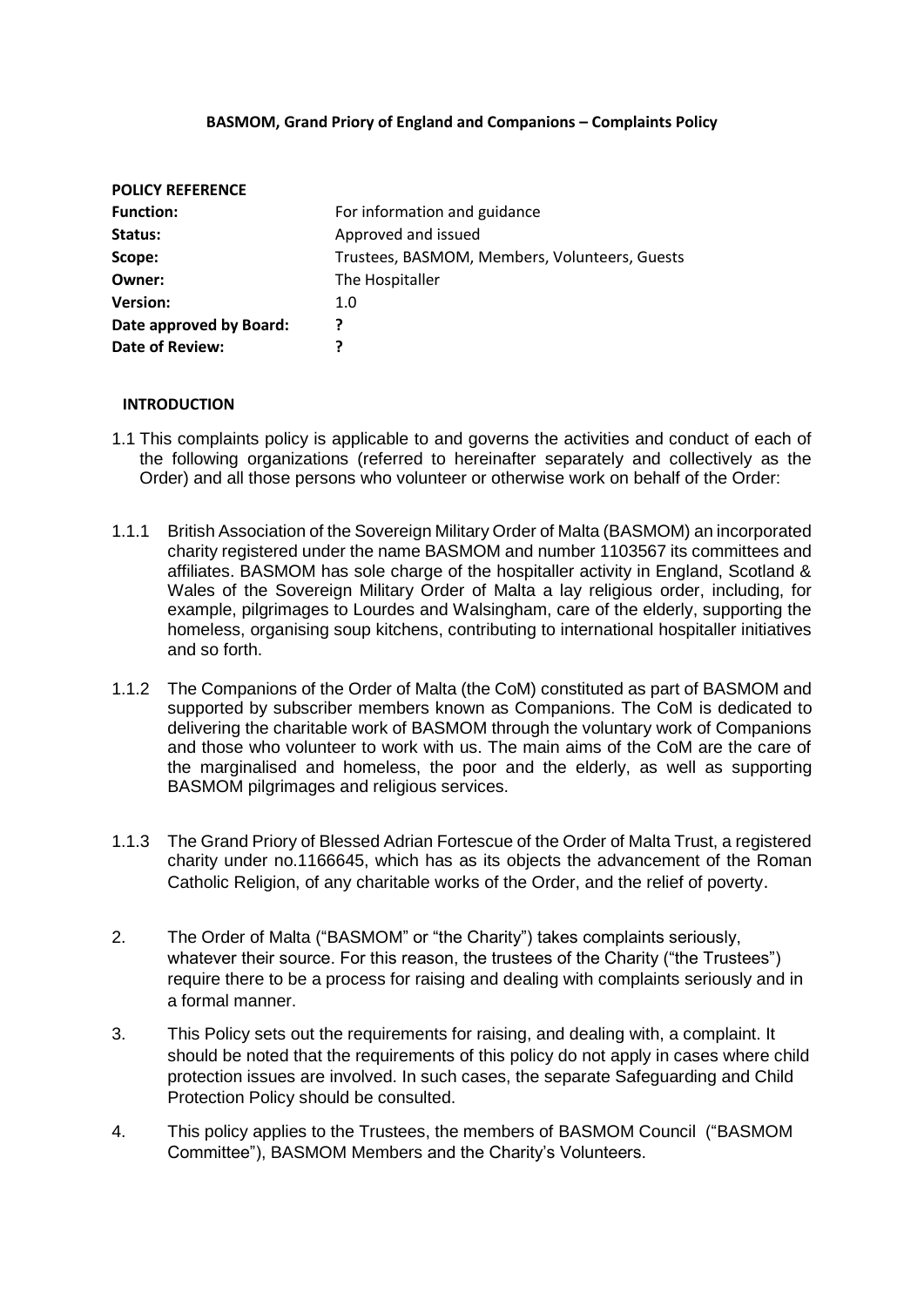**BASMOM, Grand Priory of England and Companions – Complaints Policy**

**POLICY REFERENCE**

| | |
|---|---|
| **Function:** | For information and guidance |
| **Status:** | Approved and issued |
| **Scope:** | Trustees, BASMOM, Members, Volunteers, Guests |
| **Owner:** | The Hospitaller |
| **Version:** | 1.0 |
| **Date approved by Board:** | **?** |
| **Date of Review:** | **?** |

**INTRODUCTION**

1.1 This complaints policy is applicable to and governs the activities and conduct of each of the following organizations (referred to hereinafter separately and collectively as the Order) and all those persons who volunteer or otherwise work on behalf of the Order:

1.1.1 British Association of the Sovereign Military Order of Malta (BASMOM) an incorporated charity registered under the name BASMOM and number 1103567 its committees and affiliates. BASMOM has sole charge of the hospitaller activity in England, Scotland & Wales of the Sovereign Military Order of Malta a lay religious order, including, for example, pilgrimages to Lourdes and Walsingham, care of the elderly, supporting the homeless, organising soup kitchens, contributing to international hospitaller initiatives and so forth.

1.1.2 The Companions of the Order of Malta (the CoM) constituted as part of BASMOM and supported by subscriber members known as Companions. The CoM is dedicated to delivering the charitable work of BASMOM through the voluntary work of Companions and those who volunteer to work with us. The main aims of the CoM are the care of the marginalised and homeless, the poor and the elderly, as well as supporting BASMOM pilgrimages and religious services.

1.1.3 The Grand Priory of Blessed Adrian Fortescue of the Order of Malta Trust, a registered charity under no.1166645, which has as its objects the advancement of the Roman Catholic Religion, of any charitable works of the Order, and the relief of poverty.

2. The Order of Malta ("BASMOM" or "the Charity") takes complaints seriously, whatever their source. For this reason, the trustees of the Charity ("the Trustees") require there to be a process for raising and dealing with complaints seriously and in a formal manner.

3. This Policy sets out the requirements for raising, and dealing with, a complaint. It should be noted that the requirements of this policy do not apply in cases where child protection issues are involved. In such cases, the separate Safeguarding and Child Protection Policy should be consulted.

4. This policy applies to the Trustees, the members of BASMOM Council ("BASMOM Committee"), BASMOM Members and the Charity's Volunteers.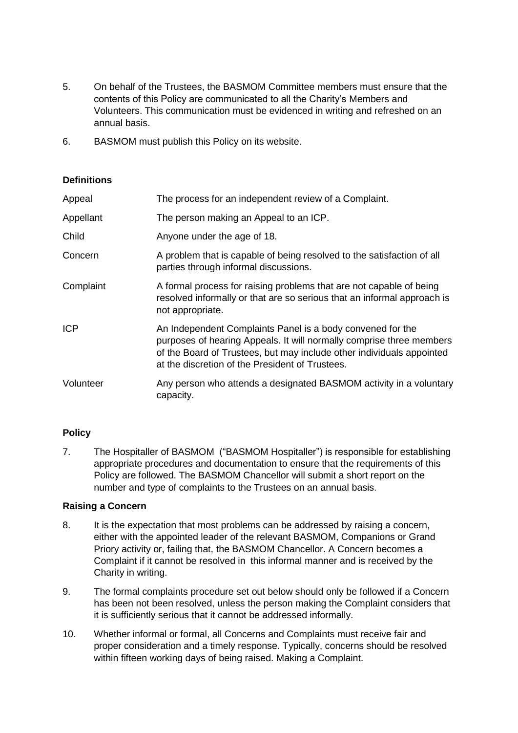5. On behalf of the Trustees, the BASMOM Committee members must ensure that the contents of this Policy are communicated to all the Charity's Members and Volunteers. This communication must be evidenced in writing and refreshed on an annual basis.

6. BASMOM must publish this Policy on its website.

**Definitions**

| | |
|---|---|
| Appeal | The process for an independent review of a Complaint. |
| Appellant | The person making an Appeal to an ICP. |
| Child | Anyone under the age of 18. |
| Concern | A problem that is capable of being resolved to the satisfaction of all parties through informal discussions. |
| Complaint | A formal process for raising problems that are not capable of being resolved informally or that are so serious that an informal approach is not appropriate. |
| ICP | An Independent Complaints Panel is a body convened for the purposes of hearing Appeals. It will normally comprise three members of the Board of Trustees, but may include other individuals appointed at the discretion of the President of Trustees. |
| Volunteer | Any person who attends a designated BASMOM activity in a voluntary capacity. |

**Policy**

7. The Hospitaller of BASMOM ("BASMOM Hospitaller") is responsible for establishing appropriate procedures and documentation to ensure that the requirements of this Policy are followed. The BASMOM Chancellor will submit a short report on the number and type of complaints to the Trustees on an annual basis.

**Raising a Concern**

8. It is the expectation that most problems can be addressed by raising a concern, either with the appointed leader of the relevant BASMOM, Companions or Grand Priory activity or, failing that, the BASMOM Chancellor. A Concern becomes a Complaint if it cannot be resolved in this informal manner and is received by the Charity in writing.

9. The formal complaints procedure set out below should only be followed if a Concern has been not been resolved, unless the person making the Complaint considers that it is sufficiently serious that it cannot be addressed informally.

10. Whether informal or formal, all Concerns and Complaints must receive fair and proper consideration and a timely response. Typically, concerns should be resolved within fifteen working days of being raised. Making a Complaint.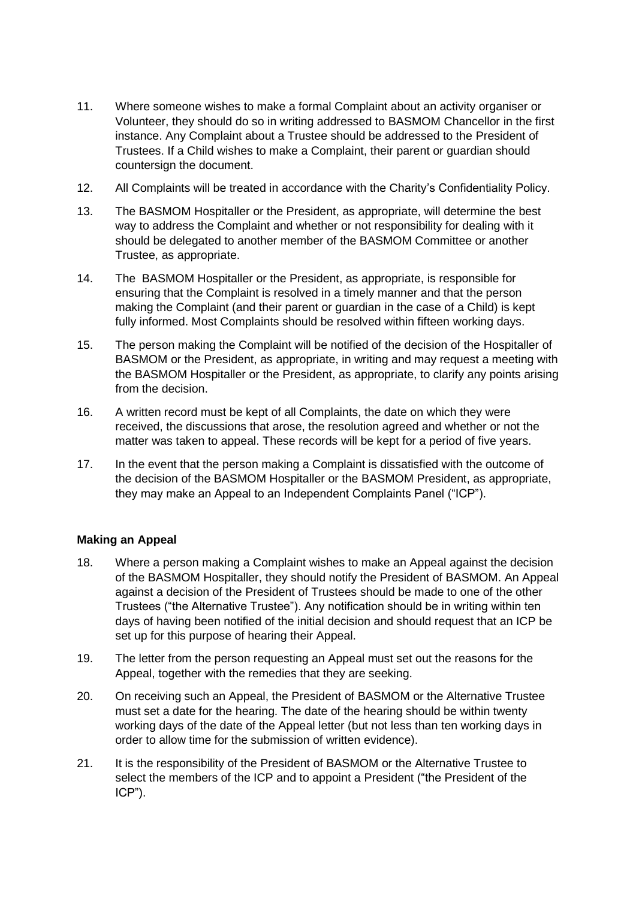11. Where someone wishes to make a formal Complaint about an activity organiser or Volunteer, they should do so in writing addressed to BASMOM Chancellor in the first instance. Any Complaint about a Trustee should be addressed to the President of Trustees. If a Child wishes to make a Complaint, their parent or guardian should countersign the document.

12. All Complaints will be treated in accordance with the Charity's Confidentiality Policy.

13. The BASMOM Hospitaller or the President, as appropriate, will determine the best way to address the Complaint and whether or not responsibility for dealing with it should be delegated to another member of the BASMOM Committee or another Trustee, as appropriate.

14. The BASMOM Hospitaller or the President, as appropriate, is responsible for ensuring that the Complaint is resolved in a timely manner and that the person making the Complaint (and their parent or guardian in the case of a Child) is kept fully informed. Most Complaints should be resolved within fifteen working days.

15. The person making the Complaint will be notified of the decision of the Hospitaller of BASMOM or the President, as appropriate, in writing and may request a meeting with the BASMOM Hospitaller or the President, as appropriate, to clarify any points arising from the decision.

16. A written record must be kept of all Complaints, the date on which they were received, the discussions that arose, the resolution agreed and whether or not the matter was taken to appeal. These records will be kept for a period of five years.

17. In the event that the person making a Complaint is dissatisfied with the outcome of the decision of the BASMOM Hospitaller or the BASMOM President, as appropriate, they may make an Appeal to an Independent Complaints Panel ("ICP").

**Making an Appeal**

18. Where a person making a Complaint wishes to make an Appeal against the decision of the BASMOM Hospitaller, they should notify the President of BASMOM. An Appeal against a decision of the President of Trustees should be made to one of the other Trustees ("the Alternative Trustee"). Any notification should be in writing within ten days of having been notified of the initial decision and should request that an ICP be set up for this purpose of hearing their Appeal.

19. The letter from the person requesting an Appeal must set out the reasons for the Appeal, together with the remedies that they are seeking.

20. On receiving such an Appeal, the President of BASMOM or the Alternative Trustee must set a date for the hearing. The date of the hearing should be within twenty working days of the date of the Appeal letter (but not less than ten working days in order to allow time for the submission of written evidence).

21. It is the responsibility of the President of BASMOM or the Alternative Trustee to select the members of the ICP and to appoint a President ("the President of the ICP").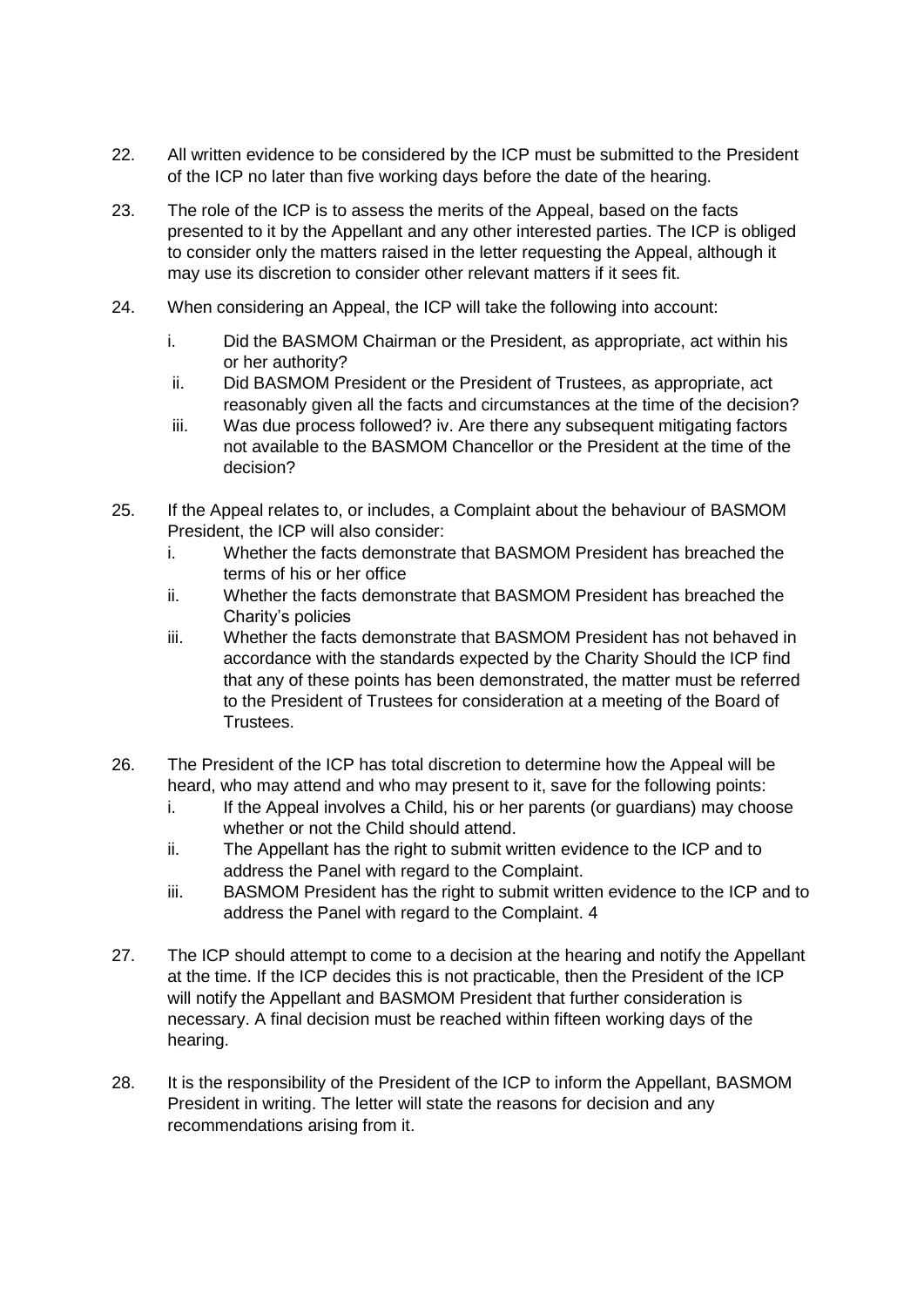22. All written evidence to be considered by the ICP must be submitted to the President of the ICP no later than five working days before the date of the hearing.

23. The role of the ICP is to assess the merits of the Appeal, based on the facts presented to it by the Appellant and any other interested parties. The ICP is obliged to consider only the matters raised in the letter requesting the Appeal, although it may use its discretion to consider other relevant matters if it sees fit.

24. When considering an Appeal, the ICP will take the following into account:

    i. Did the BASMOM Chairman or the President, as appropriate, act within his or her authority?
    ii. Did BASMOM President or the President of Trustees, as appropriate, act reasonably given all the facts and circumstances at the time of the decision?
    iii. Was due process followed? iv. Are there any subsequent mitigating factors not available to the BASMOM Chancellor or the President at the time of the decision?

25. If the Appeal relates to, or includes, a Complaint about the behaviour of BASMOM President, the ICP will also consider:
    i. Whether the facts demonstrate that BASMOM President has breached the terms of his or her office
    ii. Whether the facts demonstrate that BASMOM President has breached the Charity's policies
    iii. Whether the facts demonstrate that BASMOM President has not behaved in accordance with the standards expected by the Charity Should the ICP find that any of these points has been demonstrated, the matter must be referred to the President of Trustees for consideration at a meeting of the Board of Trustees.

26. The President of the ICP has total discretion to determine how the Appeal will be heard, who may attend and who may present to it, save for the following points:
    i. If the Appeal involves a Child, his or her parents (or guardians) may choose whether or not the Child should attend.
    ii. The Appellant has the right to submit written evidence to the ICP and to address the Panel with regard to the Complaint.
    iii. BASMOM President has the right to submit written evidence to the ICP and to address the Panel with regard to the Complaint. 4

27. The ICP should attempt to come to a decision at the hearing and notify the Appellant at the time. If the ICP decides this is not practicable, then the President of the ICP will notify the Appellant and BASMOM President that further consideration is necessary. A final decision must be reached within fifteen working days of the hearing.

28. It is the responsibility of the President of the ICP to inform the Appellant, BASMOM President in writing. The letter will state the reasons for decision and any recommendations arising from it.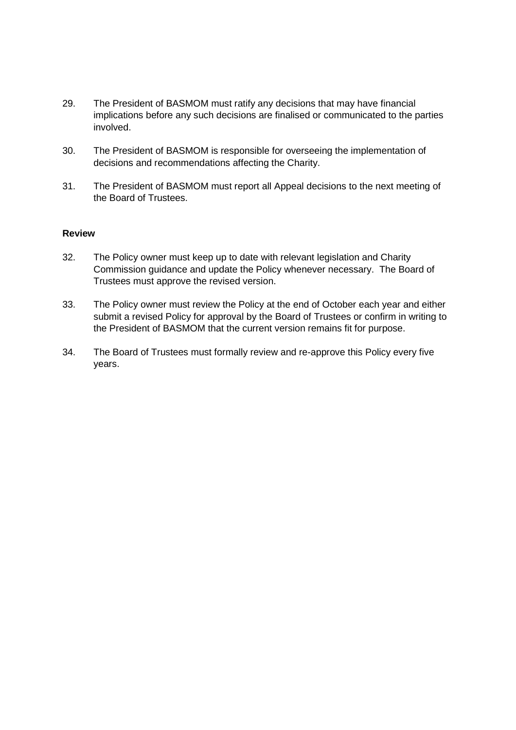29. The President of BASMOM must ratify any decisions that may have financial implications before any such decisions are finalised or communicated to the parties involved.

30. The President of BASMOM is responsible for overseeing the implementation of decisions and recommendations affecting the Charity.

31. The President of BASMOM must report all Appeal decisions to the next meeting of the Board of Trustees.

**Review**

32. The Policy owner must keep up to date with relevant legislation and Charity Commission guidance and update the Policy whenever necessary. The Board of Trustees must approve the revised version.

33. The Policy owner must review the Policy at the end of October each year and either submit a revised Policy for approval by the Board of Trustees or confirm in writing to the President of BASMOM that the current version remains fit for purpose.

34. The Board of Trustees must formally review and re-approve this Policy every five years.